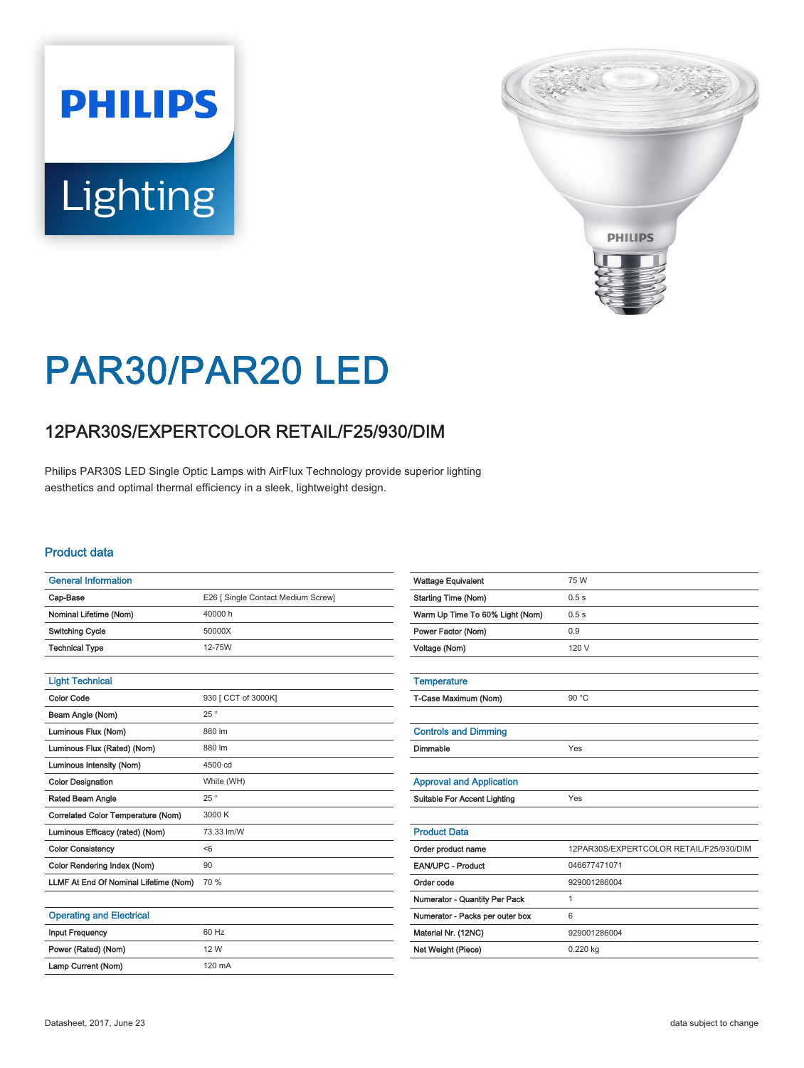PHILIPS

Lighting

# PAR30/PAR20 LED

## 12PAR30S/EXPERTCOLOR RETAIL/F25/930/DIM

Philips PAR30S LED Single Optic Lamps with AirFlux Technology provide superior lighting aesthetics and optimal thermal efficiency in a sleek, lightweight design.

### Product data

| General Information | |
|---|---|
| Cap-Base | E26 [ Single Contact Medium Screw] |
| Nominal Lifetime (Nom) | 40000 h |
| Switching Cycle | 50000X |
| Technical Type | 12-75W |

| Light Technical | |
|---|---|
| Color Code | 930 [ CCT of 3000K] |
| Beam Angle (Nom) | 25 ° |
| Luminous Flux (Nom) | 880 lm |
| Luminous Flux (Rated) (Nom) | 880 lm |
| Luminous Intensity (Nom) | 4500 cd |
| Color Designation | White (WH) |
| Rated Beam Angle | 25 ° |
| Correlated Color Temperature (Nom) | 3000 K |
| Luminous Efficacy (rated) (Nom) | 73.33 lm/W |
| Color Consistency | <6 |
| Color Rendering Index (Nom) | 90 |
| LLMF At End Of Nominal Lifetime (Nom) | 70 % |

| Operating and Electrical | |
|---|---|
| Input Frequency | 60 Hz |
| Power (Rated) (Nom) | 12 W |
| Lamp Current (Nom) | 120 mA |
| Wattage Equivalent | 75 W |
| Starting Time (Nom) | 0.5 s |
| Warm Up Time To 60% Light (Nom) | 0.5 s |
| Power Factor (Nom) | 0.9 |
| Voltage (Nom) | 120 V |

| Temperature | |
|---|---|
| T-Case Maximum (Nom) | 90 °C |

| Controls and Dimming | |
|---|---|
| Dimmable | Yes |

| Approval and Application | |
|---|---|
| Suitable For Accent Lighting | Yes |

| Product Data | |
|---|---|
| Order product name | 12PAR30S/EXPERTCOLOR RETAIL/F25/930/DIM |
| EAN/UPC - Product | 046677471071 |
| Order code | 929001286004 |
| Numerator - Quantity Per Pack | 1 |
| Numerator - Packs per outer box | 6 |
| Material Nr. (12NC) | 929001286004 |
| Net Weight (Piece) | 0.220 kg |

Datasheet, 2017, June 23 — data subject to change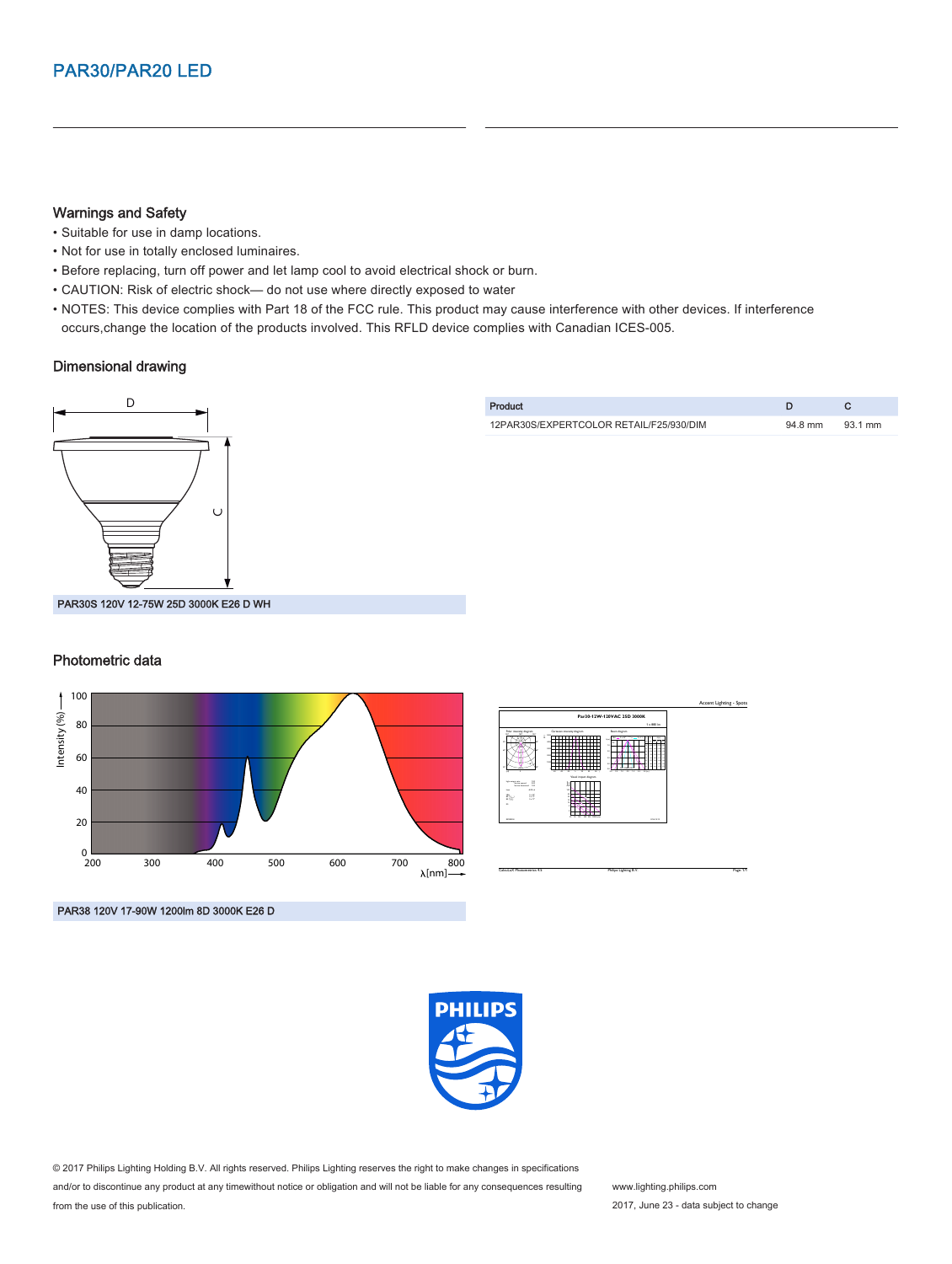## Warnings and Safety

- Suitable for use in damp locations.
- Not for use in totally enclosed luminaires.
- Before replacing, turn off power and let lamp cool to avoid electrical shock or burn.
- CAUTION: Risk of electric shock— do not use where directly exposed to water
- NOTES: This device complies with Part 18 of the FCC rule. This product may cause interference with other devices. If interference occurs,change the location of the products involved. This RFLD device complies with Canadian ICES-005.

## Dimensional drawing

D

C

PAR30S 120V 12-75W 25D 3000K E26 D WH

| Product | D | C |
|---|---|---|
| 12PAR30S/EXPERTCOLOR RETAIL/F25/930/DIM | 94.8 mm | 93.1 mm |

## Photometric data

Intensity (%)

100
80
60
40
20
0

200 300 400 500 600 700 800

λ[nm]

PAR38 120V 17-90W 1200lm 8D 3000K E26 D

Accent Lighting - Spots

Par30-12W-120VAC 25D 3000K

© 2017 Philips Lighting Holding B.V. All rights reserved. Philips Lighting reserves the right to make changes in specifications and/or to discontinue any product at any timewithout notice or obligation and will not be liable for any consequences resulting from the use of this publication.

www.lighting.philips.com

2017, June 23 - data subject to change